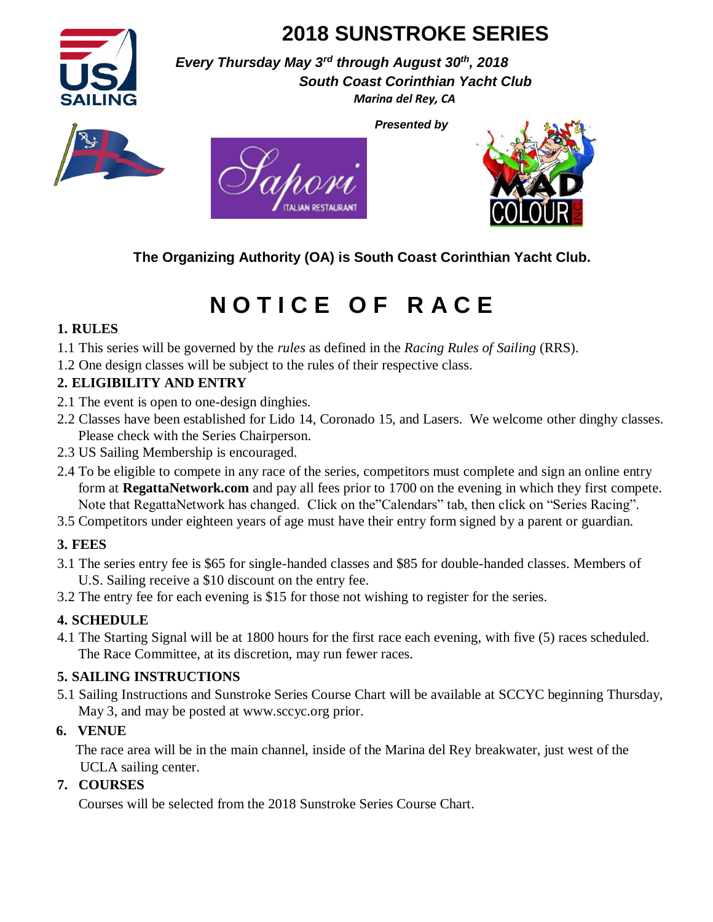# 2018 SUNSTROKE SERIES

***Every Thursday May 3rd through August 30th, 2018***

***South Coast Corinthian Yacht Club***

***Marina del Rey, CA***

***Presented by***

**The Organizing Authority (OA) is South Coast Corinthian Yacht Club.**

# N O T I C E  O F  R A C E

## 1. RULES

1.1 This series will be governed by the *rules* as defined in the *Racing Rules of Sailing* (RRS).

1.2 One design classes will be subject to the rules of their respective class.

## 2. ELIGIBILITY AND ENTRY

2.1 The event is open to one-design dinghies.

2.2 Classes have been established for Lido 14, Coronado 15, and Lasers. We welcome other dinghy classes. Please check with the Series Chairperson.

2.3 US Sailing Membership is encouraged.

2.4 To be eligible to compete in any race of the series, competitors must complete and sign an online entry form at **RegattaNetwork.com** and pay all fees prior to 1700 on the evening in which they first compete. Note that RegattaNetwork has changed. Click on the"Calendars" tab, then click on "Series Racing".

3.5 Competitors under eighteen years of age must have their entry form signed by a parent or guardian.

## 3. FEES

3.1 The series entry fee is $65 for single-handed classes and $85 for double-handed classes. Members of U.S. Sailing receive a $10 discount on the entry fee.

3.2 The entry fee for each evening is $15 for those not wishing to register for the series.

## 4. SCHEDULE

4.1 The Starting Signal will be at 1800 hours for the first race each evening, with five (5) races scheduled. The Race Committee, at its discretion, may run fewer races.

## 5. SAILING INSTRUCTIONS

5.1 Sailing Instructions and Sunstroke Series Course Chart will be available at SCCYC beginning Thursday, May 3, and may be posted at www.sccyc.org prior.

## 6. VENUE

The race area will be in the main channel, inside of the Marina del Rey breakwater, just west of the UCLA sailing center.

## 7. COURSES

Courses will be selected from the 2018 Sunstroke Series Course Chart.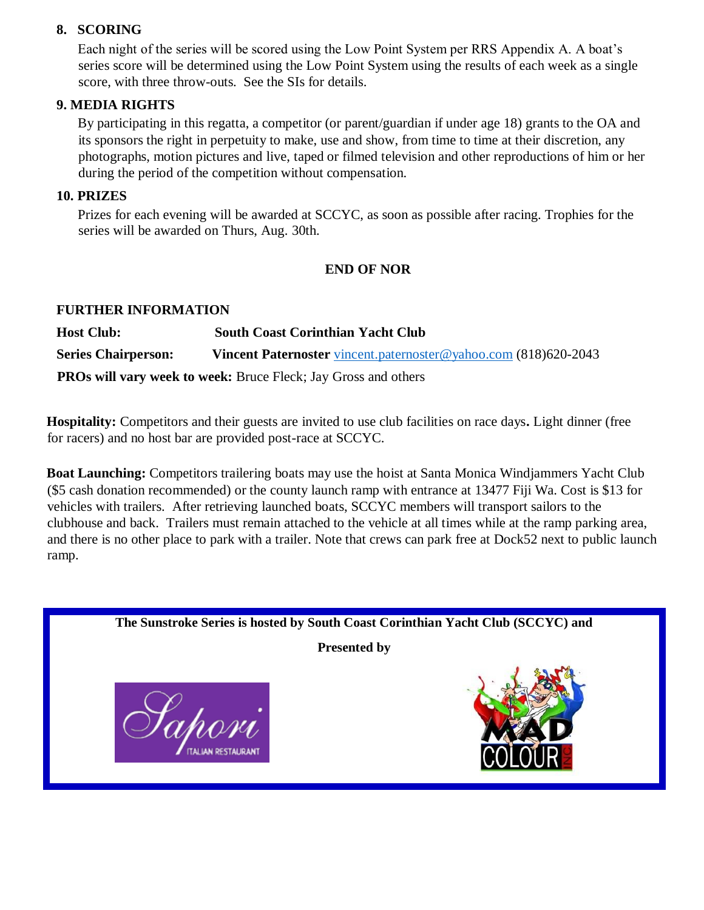## 8. SCORING

Each night of the series will be scored using the Low Point System per RRS Appendix A. A boat's series score will be determined using the Low Point System using the results of each week as a single score, with three throw-outs. See the SIs for details.

## 9. MEDIA RIGHTS

By participating in this regatta, a competitor (or parent/guardian if under age 18) grants to the OA and its sponsors the right in perpetuity to make, use and show, from time to time at their discretion, any photographs, motion pictures and live, taped or filmed television and other reproductions of him or her during the period of the competition without compensation.

## 10. PRIZES

Prizes for each evening will be awarded at SCCYC, as soon as possible after racing. Trophies for the series will be awarded on Thurs, Aug. 30th.

**END OF NOR**

## FURTHER INFORMATION

**Host Club:** **South Coast Corinthian Yacht Club**

**Series Chairperson:** **Vincent Paternoster** vincent.paternoster@yahoo.com (818)620-2043

**PROs will vary week to week:** Bruce Fleck; Jay Gross and others

**Hospitality:** Competitors and their guests are invited to use club facilities on race days**.** Light dinner (free for racers) and no host bar are provided post-race at SCCYC.

**Boat Launching:** Competitors trailering boats may use the hoist at Santa Monica Windjammers Yacht Club ($5 cash donation recommended) or the county launch ramp with entrance at 13477 Fiji Wa. Cost is $13 for vehicles with trailers. After retrieving launched boats, SCCYC members will transport sailors to the clubhouse and back. Trailers must remain attached to the vehicle at all times while at the ramp parking area, and there is no other place to park with a trailer. Note that crews can park free at Dock52 next to public launch ramp.

**The Sunstroke Series is hosted by South Coast Corinthian Yacht Club (SCCYC) and**

**Presented by**

Sapori ITALIAN RESTAURANT

MAD COLOUR INC